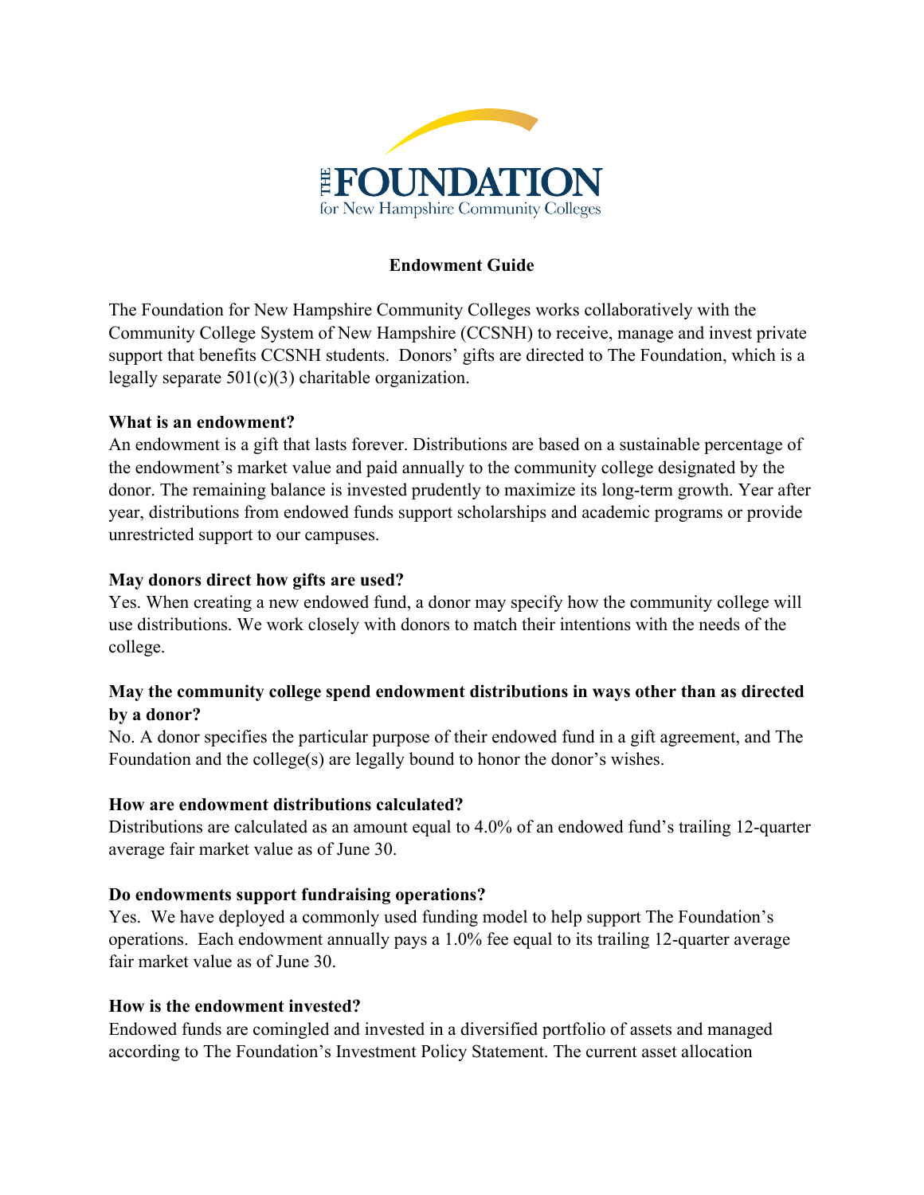# THE FOUNDATION for New Hampshire Community Colleges

## Endowment Guide

The Foundation for New Hampshire Community Colleges works collaboratively with the Community College System of New Hampshire (CCSNH) to receive, manage and invest private support that benefits CCSNH students. Donors' gifts are directed to The Foundation, which is a legally separate 501(c)(3) charitable organization.

**What is an endowment?**
An endowment is a gift that lasts forever. Distributions are based on a sustainable percentage of the endowment's market value and paid annually to the community college designated by the donor. The remaining balance is invested prudently to maximize its long-term growth. Year after year, distributions from endowed funds support scholarships and academic programs or provide unrestricted support to our campuses.

**May donors direct how gifts are used?**
Yes. When creating a new endowed fund, a donor may specify how the community college will use distributions. We work closely with donors to match their intentions with the needs of the college.

**May the community college spend endowment distributions in ways other than as directed by a donor?**
No. A donor specifies the particular purpose of their endowed fund in a gift agreement, and The Foundation and the college(s) are legally bound to honor the donor's wishes.

**How are endowment distributions calculated?**
Distributions are calculated as an amount equal to 4.0% of an endowed fund's trailing 12-quarter average fair market value as of June 30.

**Do endowments support fundraising operations?**
Yes. We have deployed a commonly used funding model to help support The Foundation's operations. Each endowment annually pays a 1.0% fee equal to its trailing 12-quarter average fair market value as of June 30.

**How is the endowment invested?**
Endowed funds are comingled and invested in a diversified portfolio of assets and managed according to The Foundation's Investment Policy Statement. The current asset allocation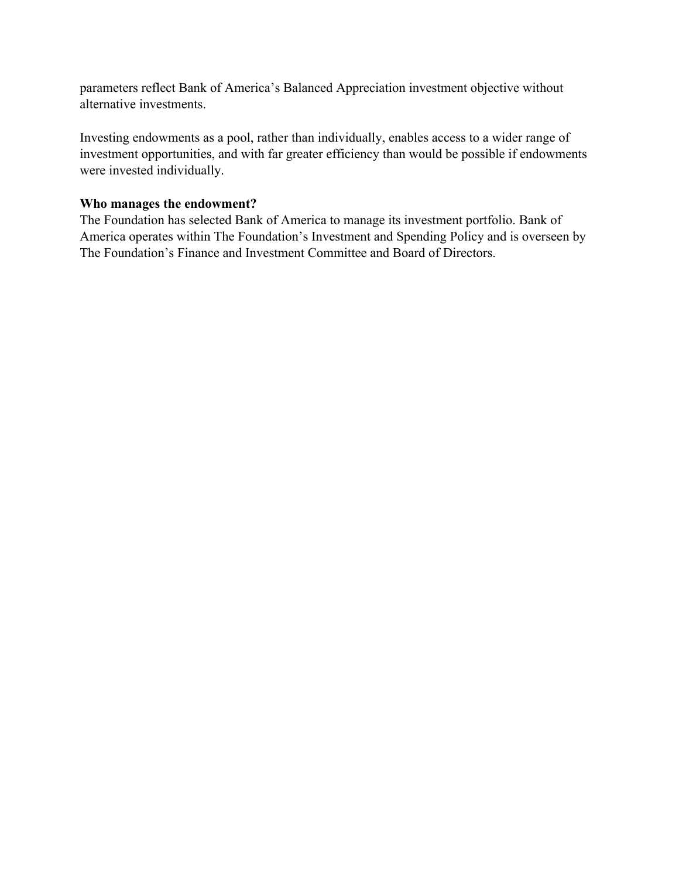parameters reflect Bank of America's Balanced Appreciation investment objective without alternative investments.

Investing endowments as a pool, rather than individually, enables access to a wider range of investment opportunities, and with far greater efficiency than would be possible if endowments were invested individually.

**Who manages the endowment?**

The Foundation has selected Bank of America to manage its investment portfolio. Bank of America operates within The Foundation's Investment and Spending Policy and is overseen by The Foundation's Finance and Investment Committee and Board of Directors.